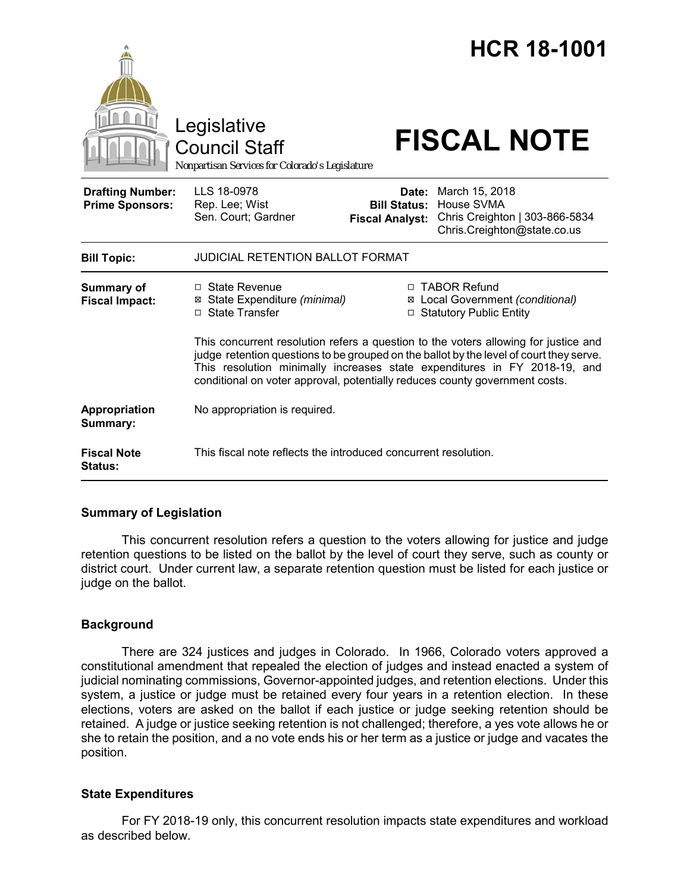# HCR 18-1001

Legislative Council Staff

*Nonpartisan Services for Colorado's Legislature*

# FISCAL NOTE

| | | | |
|---|---|---|---|
| **Drafting Number:** | LLS 18-0978 | **Date:** | March 15, 2018 |
| **Prime Sponsors:** | Rep. Lee; Wist<br>Sen. Court; Gardner | **Bill Status:** | House SVMA |
| | | **Fiscal Analyst:** | Chris Creighton \| 303-866-5834<br>Chris.Creighton@state.co.us |

| | |
|---|---|
| **Bill Topic:** | JUDICIAL RETENTION BALLOT FORMAT |
| **Summary of Fiscal Impact:** | ☐ State Revenue<br>☒ State Expenditure *(minimal)*<br>☐ State Transfer<br>☐ TABOR Refund<br>☒ Local Government *(conditional)*<br>☐ Statutory Public Entity<br><br>This concurrent resolution refers a question to the voters allowing for justice and judge retention questions to be grouped on the ballot by the level of court they serve. This resolution minimally increases state expenditures in FY 2018-19, and conditional on voter approval, potentially reduces county government costs. |
| **Appropriation Summary:** | No appropriation is required. |
| **Fiscal Note Status:** | This fiscal note reflects the introduced concurrent resolution. |

## Summary of Legislation

This concurrent resolution refers a question to the voters allowing for justice and judge retention questions to be listed on the ballot by the level of court they serve, such as county or district court. Under current law, a separate retention question must be listed for each justice or judge on the ballot.

## Background

There are 324 justices and judges in Colorado. In 1966, Colorado voters approved a constitutional amendment that repealed the election of judges and instead enacted a system of judicial nominating commissions, Governor-appointed judges, and retention elections. Under this system, a justice or judge must be retained every four years in a retention election. In these elections, voters are asked on the ballot if each justice or judge seeking retention should be retained. A judge or justice seeking retention is not challenged; therefore, a yes vote allows he or she to retain the position, and a no vote ends his or her term as a justice or judge and vacates the position.

## State Expenditures

For FY 2018-19 only, this concurrent resolution impacts state expenditures and workload as described below.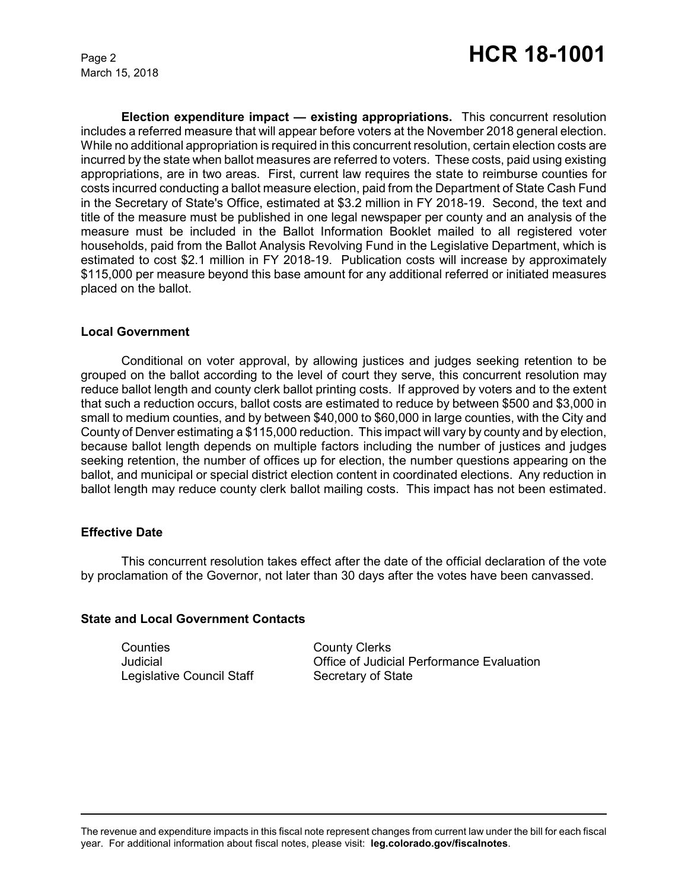**Election expenditure impact — existing appropriations.** This concurrent resolution includes a referred measure that will appear before voters at the November 2018 general election. While no additional appropriation is required in this concurrent resolution, certain election costs are incurred by the state when ballot measures are referred to voters. These costs, paid using existing appropriations, are in two areas. First, current law requires the state to reimburse counties for costs incurred conducting a ballot measure election, paid from the Department of State Cash Fund in the Secretary of State's Office, estimated at $3.2 million in FY 2018-19. Second, the text and title of the measure must be published in one legal newspaper per county and an analysis of the measure must be included in the Ballot Information Booklet mailed to all registered voter households, paid from the Ballot Analysis Revolving Fund in the Legislative Department, which is estimated to cost $2.1 million in FY 2018-19. Publication costs will increase by approximately $115,000 per measure beyond this base amount for any additional referred or initiated measures placed on the ballot.

## Local Government

Conditional on voter approval, by allowing justices and judges seeking retention to be grouped on the ballot according to the level of court they serve, this concurrent resolution may reduce ballot length and county clerk ballot printing costs. If approved by voters and to the extent that such a reduction occurs, ballot costs are estimated to reduce by between $500 and $3,000 in small to medium counties, and by between $40,000 to $60,000 in large counties, with the City and County of Denver estimating a $115,000 reduction. This impact will vary by county and by election, because ballot length depends on multiple factors including the number of justices and judges seeking retention, the number of offices up for election, the number questions appearing on the ballot, and municipal or special district election content in coordinated elections. Any reduction in ballot length may reduce county clerk ballot mailing costs. This impact has not been estimated.

## Effective Date

This concurrent resolution takes effect after the date of the official declaration of the vote by proclamation of the Governor, not later than 30 days after the votes have been canvassed.

## State and Local Government Contacts

| | |
|---|---|
| Counties | County Clerks |
| Judicial | Office of Judicial Performance Evaluation |
| Legislative Council Staff | Secretary of State |

The revenue and expenditure impacts in this fiscal note represent changes from current law under the bill for each fiscal year. For additional information about fiscal notes, please visit: **leg.colorado.gov/fiscalnotes**.